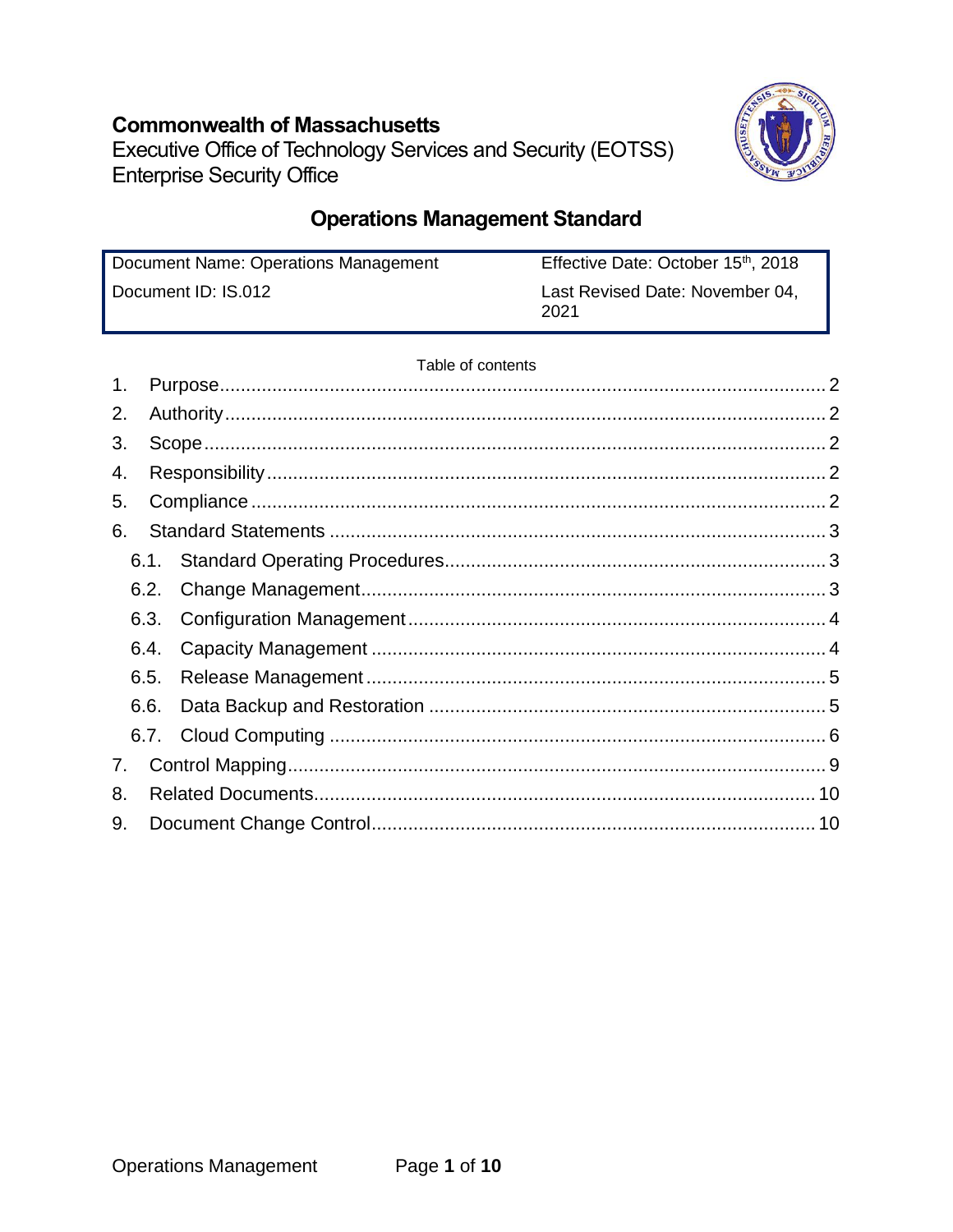**Commonwealth of Massachusetts**
Executive Office of Technology Services and Security (EOTSS)
Enterprise Security Office

# Operations Management Standard

| Document Name: Operations Management | Effective Date: October 15th, 2018 |
|---|---|
| Document ID: IS.012 | Last Revised Date: November 04, 2021 |

Table of contents

1. Purpose ..... 2
2. Authority ..... 2
3. Scope ..... 2
4. Responsibility ..... 2
5. Compliance ..... 2
6. Standard Statements ..... 3
   - 6.1. Standard Operating Procedures ..... 3
   - 6.2. Change Management ..... 3
   - 6.3. Configuration Management ..... 4
   - 6.4. Capacity Management ..... 4
   - 6.5. Release Management ..... 5
   - 6.6. Data Backup and Restoration ..... 5
   - 6.7. Cloud Computing ..... 6
7. Control Mapping ..... 9
8. Related Documents ..... 10
9. Document Change Control ..... 10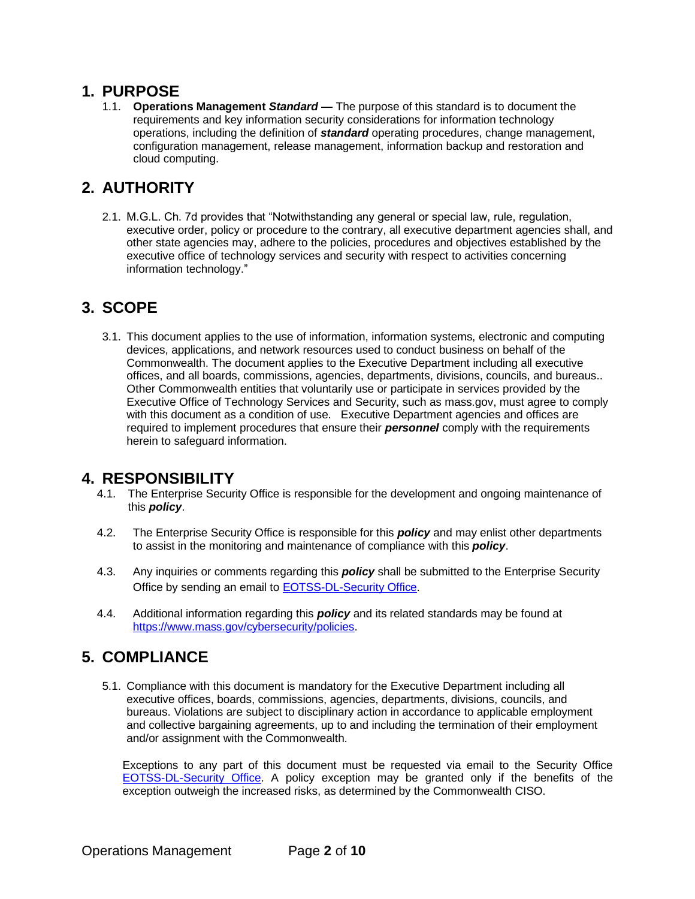# 1. PURPOSE

1.1. **Operations Management *Standard* —** The purpose of this standard is to document the requirements and key information security considerations for information technology operations, including the definition of ***standard*** operating procedures, change management, configuration management, release management, information backup and restoration and cloud computing.

# 2. AUTHORITY

2.1. M.G.L. Ch. 7d provides that "Notwithstanding any general or special law, rule, regulation, executive order, policy or procedure to the contrary, all executive department agencies shall, and other state agencies may, adhere to the policies, procedures and objectives established by the executive office of technology services and security with respect to activities concerning information technology."

# 3. SCOPE

3.1. This document applies to the use of information, information systems, electronic and computing devices, applications, and network resources used to conduct business on behalf of the Commonwealth. The document applies to the Executive Department including all executive offices, and all boards, commissions, agencies, departments, divisions, councils, and bureaus.. Other Commonwealth entities that voluntarily use or participate in services provided by the Executive Office of Technology Services and Security, such as mass.gov, must agree to comply with this document as a condition of use. Executive Department agencies and offices are required to implement procedures that ensure their ***personnel*** comply with the requirements herein to safeguard information.

# 4. RESPONSIBILITY

4.1. The Enterprise Security Office is responsible for the development and ongoing maintenance of this ***policy***.

4.2. The Enterprise Security Office is responsible for this ***policy*** and may enlist other departments to assist in the monitoring and maintenance of compliance with this ***policy***.

4.3. Any inquiries or comments regarding this ***policy*** shall be submitted to the Enterprise Security Office by sending an email to EOTSS-DL-Security Office.

4.4. Additional information regarding this ***policy*** and its related standards may be found at https://www.mass.gov/cybersecurity/policies.

# 5. COMPLIANCE

5.1. Compliance with this document is mandatory for the Executive Department including all executive offices, boards, commissions, agencies, departments, divisions, councils, and bureaus. Violations are subject to disciplinary action in accordance to applicable employment and collective bargaining agreements, up to and including the termination of their employment and/or assignment with the Commonwealth.

Exceptions to any part of this document must be requested via email to the Security Office EOTSS-DL-Security Office. A policy exception may be granted only if the benefits of the exception outweigh the increased risks, as determined by the Commonwealth CISO.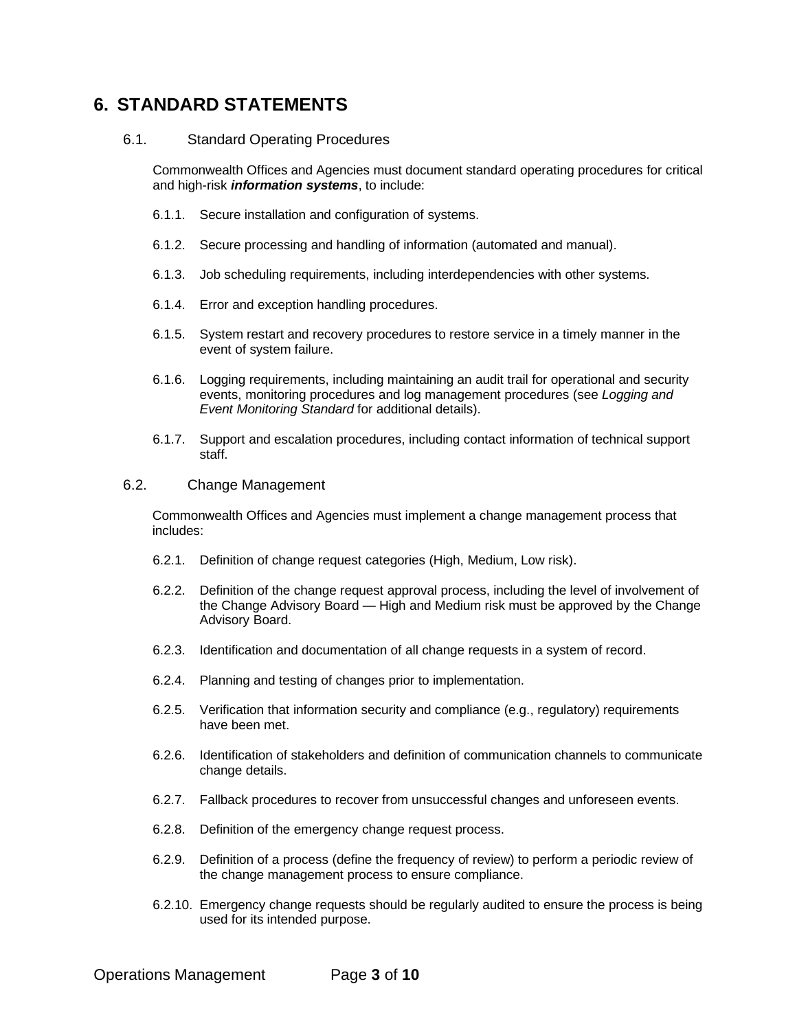# 6. STANDARD STATEMENTS

## 6.1. Standard Operating Procedures

Commonwealth Offices and Agencies must document standard operating procedures for critical and high-risk ***information systems***, to include:

6.1.1. Secure installation and configuration of systems.

6.1.2. Secure processing and handling of information (automated and manual).

6.1.3. Job scheduling requirements, including interdependencies with other systems.

6.1.4. Error and exception handling procedures.

6.1.5. System restart and recovery procedures to restore service in a timely manner in the event of system failure.

6.1.6. Logging requirements, including maintaining an audit trail for operational and security events, monitoring procedures and log management procedures (see *Logging and Event Monitoring Standard* for additional details).

6.1.7. Support and escalation procedures, including contact information of technical support staff.

## 6.2. Change Management

Commonwealth Offices and Agencies must implement a change management process that includes:

6.2.1. Definition of change request categories (High, Medium, Low risk).

6.2.2. Definition of the change request approval process, including the level of involvement of the Change Advisory Board — High and Medium risk must be approved by the Change Advisory Board.

6.2.3. Identification and documentation of all change requests in a system of record.

6.2.4. Planning and testing of changes prior to implementation.

6.2.5. Verification that information security and compliance (e.g., regulatory) requirements have been met.

6.2.6. Identification of stakeholders and definition of communication channels to communicate change details.

6.2.7. Fallback procedures to recover from unsuccessful changes and unforeseen events.

6.2.8. Definition of the emergency change request process.

6.2.9. Definition of a process (define the frequency of review) to perform a periodic review of the change management process to ensure compliance.

6.2.10. Emergency change requests should be regularly audited to ensure the process is being used for its intended purpose.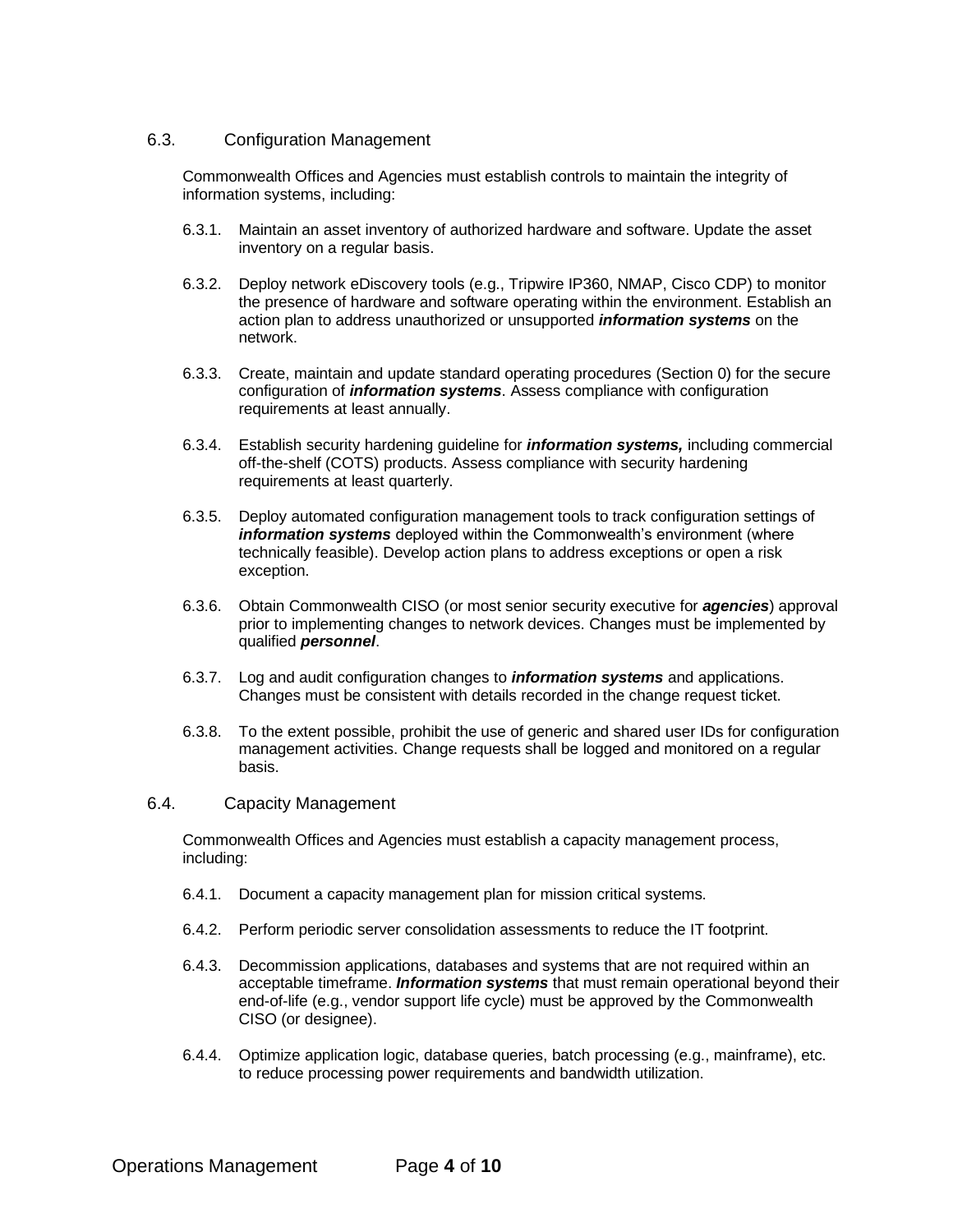## 6.3. Configuration Management

Commonwealth Offices and Agencies must establish controls to maintain the integrity of information systems, including:

6.3.1. Maintain an asset inventory of authorized hardware and software. Update the asset inventory on a regular basis.

6.3.2. Deploy network eDiscovery tools (e.g., Tripwire IP360, NMAP, Cisco CDP) to monitor the presence of hardware and software operating within the environment. Establish an action plan to address unauthorized or unsupported ***information systems*** on the network.

6.3.3. Create, maintain and update standard operating procedures (Section 0) for the secure configuration of ***information systems***. Assess compliance with configuration requirements at least annually.

6.3.4. Establish security hardening guideline for ***information systems,*** including commercial off-the-shelf (COTS) products. Assess compliance with security hardening requirements at least quarterly.

6.3.5. Deploy automated configuration management tools to track configuration settings of ***information systems*** deployed within the Commonwealth's environment (where technically feasible). Develop action plans to address exceptions or open a risk exception.

6.3.6. Obtain Commonwealth CISO (or most senior security executive for ***agencies***) approval prior to implementing changes to network devices. Changes must be implemented by qualified ***personnel***.

6.3.7. Log and audit configuration changes to ***information systems*** and applications. Changes must be consistent with details recorded in the change request ticket.

6.3.8. To the extent possible, prohibit the use of generic and shared user IDs for configuration management activities. Change requests shall be logged and monitored on a regular basis.

## 6.4. Capacity Management

Commonwealth Offices and Agencies must establish a capacity management process, including:

6.4.1. Document a capacity management plan for mission critical systems.

6.4.2. Perform periodic server consolidation assessments to reduce the IT footprint.

6.4.3. Decommission applications, databases and systems that are not required within an acceptable timeframe. ***Information systems*** that must remain operational beyond their end-of-life (e.g., vendor support life cycle) must be approved by the Commonwealth CISO (or designee).

6.4.4. Optimize application logic, database queries, batch processing (e.g., mainframe), etc. to reduce processing power requirements and bandwidth utilization.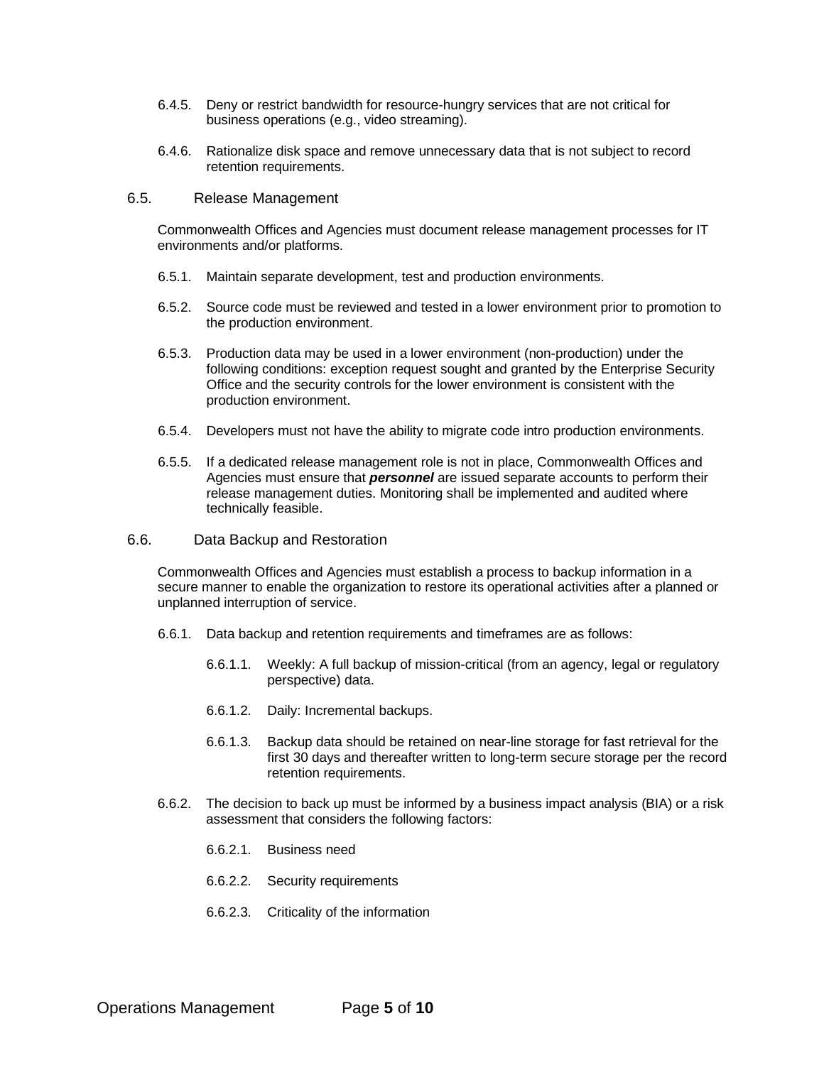6.4.5. Deny or restrict bandwidth for resource-hungry services that are not critical for business operations (e.g., video streaming).

6.4.6. Rationalize disk space and remove unnecessary data that is not subject to record retention requirements.

## 6.5. Release Management

Commonwealth Offices and Agencies must document release management processes for IT environments and/or platforms.

6.5.1. Maintain separate development, test and production environments.

6.5.2. Source code must be reviewed and tested in a lower environment prior to promotion to the production environment.

6.5.3. Production data may be used in a lower environment (non-production) under the following conditions: exception request sought and granted by the Enterprise Security Office and the security controls for the lower environment is consistent with the production environment.

6.5.4. Developers must not have the ability to migrate code intro production environments.

6.5.5. If a dedicated release management role is not in place, Commonwealth Offices and Agencies must ensure that ***personnel*** are issued separate accounts to perform their release management duties. Monitoring shall be implemented and audited where technically feasible.

## 6.6. Data Backup and Restoration

Commonwealth Offices and Agencies must establish a process to backup information in a secure manner to enable the organization to restore its operational activities after a planned or unplanned interruption of service.

6.6.1. Data backup and retention requirements and timeframes are as follows:

6.6.1.1. Weekly: A full backup of mission-critical (from an agency, legal or regulatory perspective) data.

6.6.1.2. Daily: Incremental backups.

6.6.1.3. Backup data should be retained on near-line storage for fast retrieval for the first 30 days and thereafter written to long-term secure storage per the record retention requirements.

6.6.2. The decision to back up must be informed by a business impact analysis (BIA) or a risk assessment that considers the following factors:

6.6.2.1. Business need

6.6.2.2. Security requirements

6.6.2.3. Criticality of the information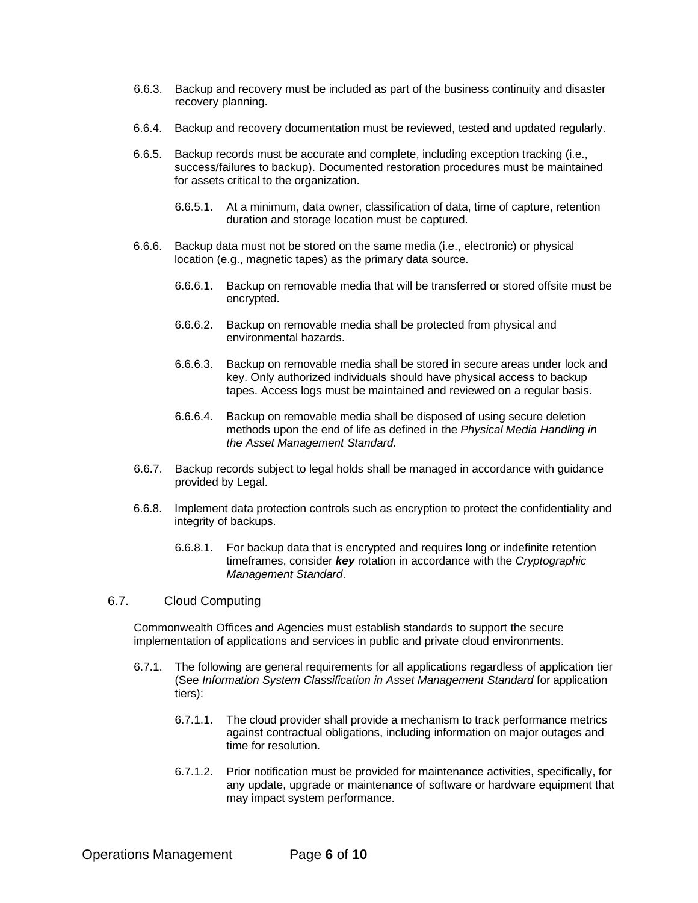6.6.3. Backup and recovery must be included as part of the business continuity and disaster recovery planning.

6.6.4. Backup and recovery documentation must be reviewed, tested and updated regularly.

6.6.5. Backup records must be accurate and complete, including exception tracking (i.e., success/failures to backup). Documented restoration procedures must be maintained for assets critical to the organization.

6.6.5.1. At a minimum, data owner, classification of data, time of capture, retention duration and storage location must be captured.

6.6.6. Backup data must not be stored on the same media (i.e., electronic) or physical location (e.g., magnetic tapes) as the primary data source.

6.6.6.1. Backup on removable media that will be transferred or stored offsite must be encrypted.

6.6.6.2. Backup on removable media shall be protected from physical and environmental hazards.

6.6.6.3. Backup on removable media shall be stored in secure areas under lock and key. Only authorized individuals should have physical access to backup tapes. Access logs must be maintained and reviewed on a regular basis.

6.6.6.4. Backup on removable media shall be disposed of using secure deletion methods upon the end of life as defined in the *Physical Media Handling in the Asset Management Standard*.

6.6.7. Backup records subject to legal holds shall be managed in accordance with guidance provided by Legal.

6.6.8. Implement data protection controls such as encryption to protect the confidentiality and integrity of backups.

6.6.8.1. For backup data that is encrypted and requires long or indefinite retention timeframes, consider ***key*** rotation in accordance with the *Cryptographic Management Standard*.

## 6.7. Cloud Computing

Commonwealth Offices and Agencies must establish standards to support the secure implementation of applications and services in public and private cloud environments.

6.7.1. The following are general requirements for all applications regardless of application tier (See *Information System Classification in Asset Management Standard* for application tiers):

6.7.1.1. The cloud provider shall provide a mechanism to track performance metrics against contractual obligations, including information on major outages and time for resolution.

6.7.1.2. Prior notification must be provided for maintenance activities, specifically, for any update, upgrade or maintenance of software or hardware equipment that may impact system performance.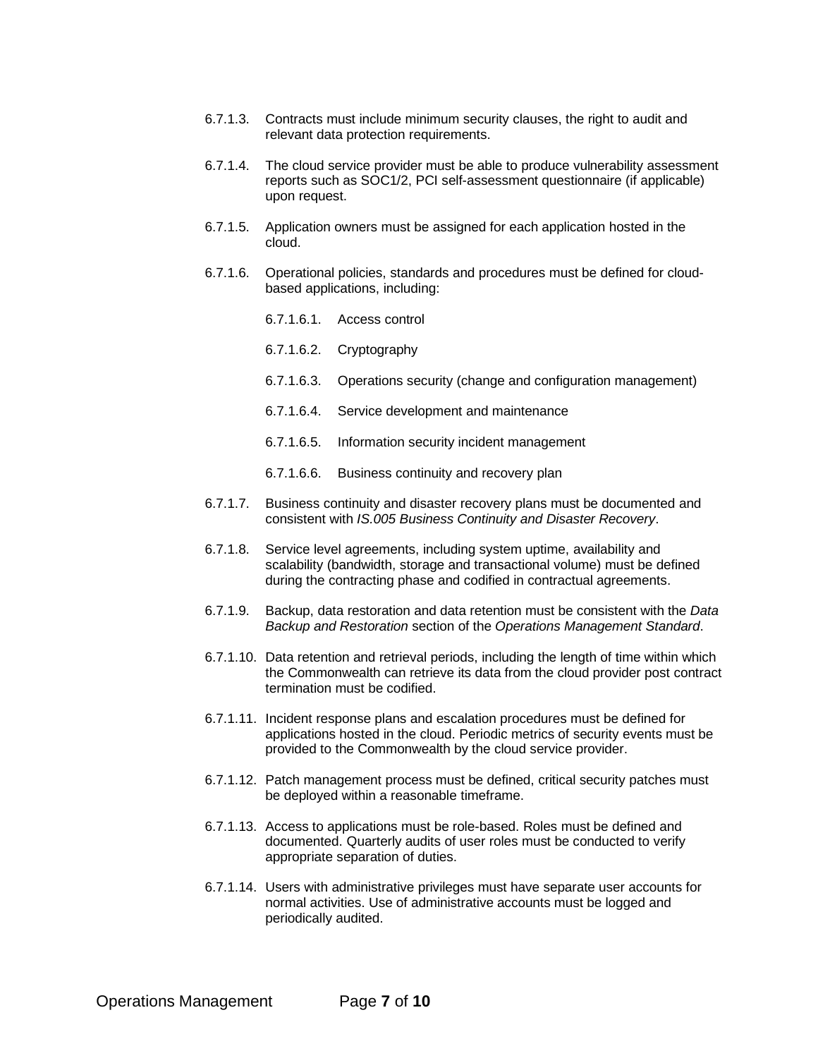6.7.1.3. Contracts must include minimum security clauses, the right to audit and relevant data protection requirements.

6.7.1.4. The cloud service provider must be able to produce vulnerability assessment reports such as SOC1/2, PCI self-assessment questionnaire (if applicable) upon request.

6.7.1.5. Application owners must be assigned for each application hosted in the cloud.

6.7.1.6. Operational policies, standards and procedures must be defined for cloud-based applications, including:

- 6.7.1.6.1. Access control
- 6.7.1.6.2. Cryptography
- 6.7.1.6.3. Operations security (change and configuration management)
- 6.7.1.6.4. Service development and maintenance
- 6.7.1.6.5. Information security incident management
- 6.7.1.6.6. Business continuity and recovery plan

6.7.1.7. Business continuity and disaster recovery plans must be documented and consistent with *IS.005 Business Continuity and Disaster Recovery*.

6.7.1.8. Service level agreements, including system uptime, availability and scalability (bandwidth, storage and transactional volume) must be defined during the contracting phase and codified in contractual agreements.

6.7.1.9. Backup, data restoration and data retention must be consistent with the *Data Backup and Restoration* section of the *Operations Management Standard*.

6.7.1.10. Data retention and retrieval periods, including the length of time within which the Commonwealth can retrieve its data from the cloud provider post contract termination must be codified.

6.7.1.11. Incident response plans and escalation procedures must be defined for applications hosted in the cloud. Periodic metrics of security events must be provided to the Commonwealth by the cloud service provider.

6.7.1.12. Patch management process must be defined, critical security patches must be deployed within a reasonable timeframe.

6.7.1.13. Access to applications must be role-based. Roles must be defined and documented. Quarterly audits of user roles must be conducted to verify appropriate separation of duties.

6.7.1.14. Users with administrative privileges must have separate user accounts for normal activities. Use of administrative accounts must be logged and periodically audited.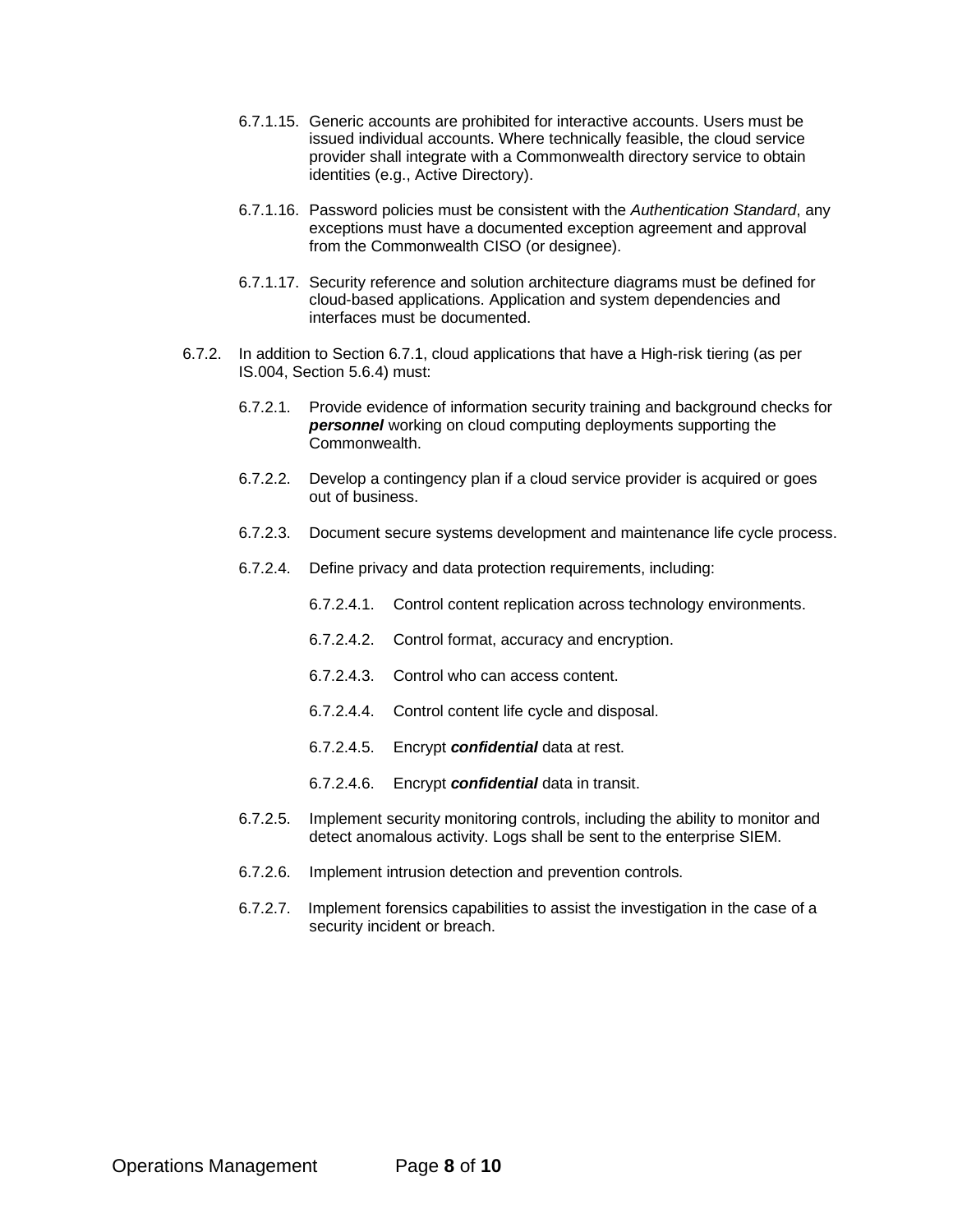6.7.1.15. Generic accounts are prohibited for interactive accounts. Users must be issued individual accounts. Where technically feasible, the cloud service provider shall integrate with a Commonwealth directory service to obtain identities (e.g., Active Directory).

6.7.1.16. Password policies must be consistent with the *Authentication Standard*, any exceptions must have a documented exception agreement and approval from the Commonwealth CISO (or designee).

6.7.1.17. Security reference and solution architecture diagrams must be defined for cloud-based applications. Application and system dependencies and interfaces must be documented.

6.7.2. In addition to Section 6.7.1, cloud applications that have a High-risk tiering (as per IS.004, Section 5.6.4) must:

6.7.2.1. Provide evidence of information security training and background checks for ***personnel*** working on cloud computing deployments supporting the Commonwealth.

6.7.2.2. Develop a contingency plan if a cloud service provider is acquired or goes out of business.

6.7.2.3. Document secure systems development and maintenance life cycle process.

6.7.2.4. Define privacy and data protection requirements, including:

6.7.2.4.1. Control content replication across technology environments.

6.7.2.4.2. Control format, accuracy and encryption.

6.7.2.4.3. Control who can access content.

6.7.2.4.4. Control content life cycle and disposal.

6.7.2.4.5. Encrypt ***confidential*** data at rest.

6.7.2.4.6. Encrypt ***confidential*** data in transit.

6.7.2.5. Implement security monitoring controls, including the ability to monitor and detect anomalous activity. Logs shall be sent to the enterprise SIEM.

6.7.2.6. Implement intrusion detection and prevention controls.

6.7.2.7. Implement forensics capabilities to assist the investigation in the case of a security incident or breach.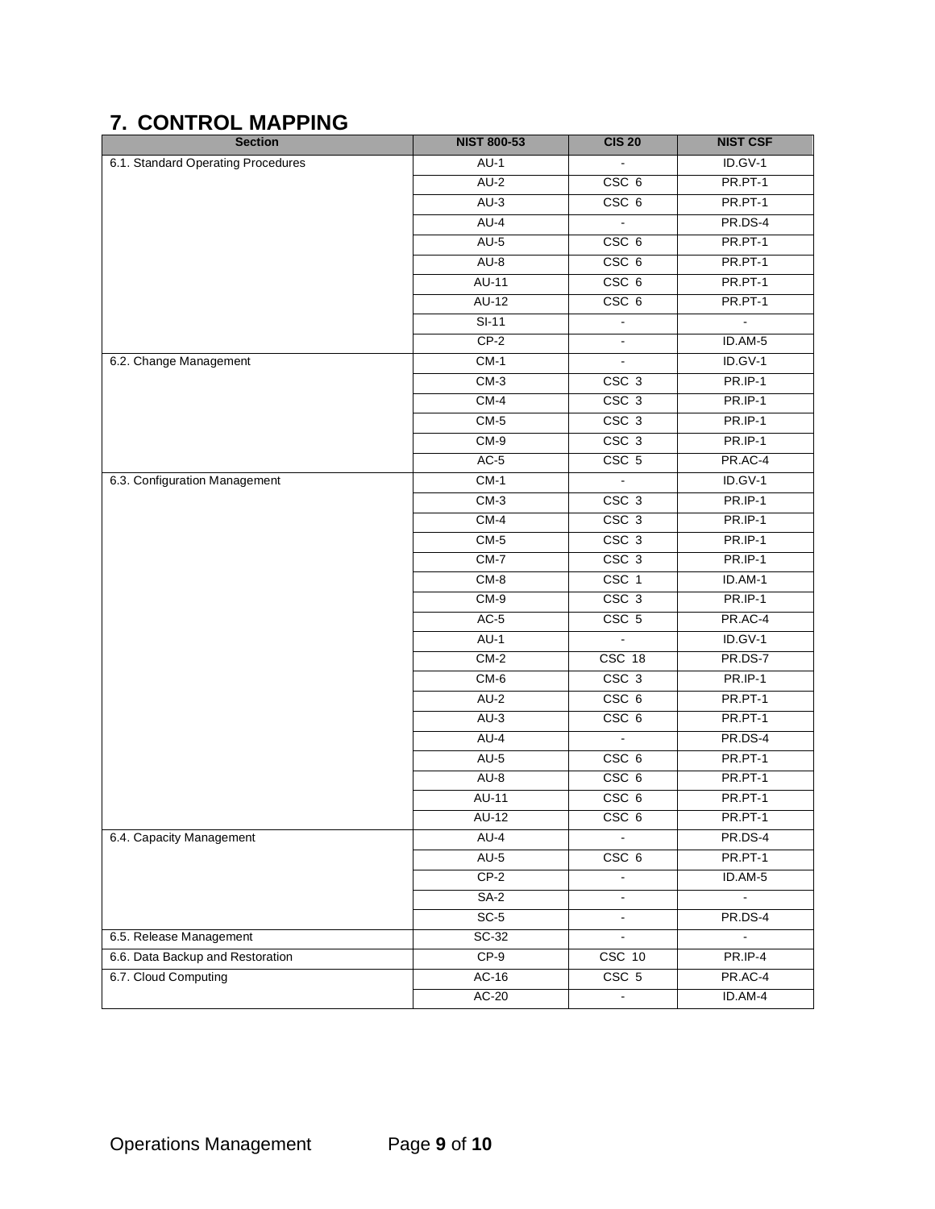## 7. CONTROL MAPPING

| Section | NIST 800-53 | CIS 20 | NIST CSF |
|---|---|---|---|
| 6.1. Standard Operating Procedures | AU-1 | - | ID.GV-1 |
| | AU-2 | CSC 6 | PR.PT-1 |
| | AU-3 | CSC 6 | PR.PT-1 |
| | AU-4 | - | PR.DS-4 |
| | AU-5 | CSC 6 | PR.PT-1 |
| | AU-8 | CSC 6 | PR.PT-1 |
| | AU-11 | CSC 6 | PR.PT-1 |
| | AU-12 | CSC 6 | PR.PT-1 |
| | SI-11 | - | - |
| | CP-2 | - | ID.AM-5 |
| 6.2. Change Management | CM-1 | - | ID.GV-1 |
| | CM-3 | CSC 3 | PR.IP-1 |
| | CM-4 | CSC 3 | PR.IP-1 |
| | CM-5 | CSC 3 | PR.IP-1 |
| | CM-9 | CSC 3 | PR.IP-1 |
| | AC-5 | CSC 5 | PR.AC-4 |
| 6.3. Configuration Management | CM-1 | - | ID.GV-1 |
| | CM-3 | CSC 3 | PR.IP-1 |
| | CM-4 | CSC 3 | PR.IP-1 |
| | CM-5 | CSC 3 | PR.IP-1 |
| | CM-7 | CSC 3 | PR.IP-1 |
| | CM-8 | CSC 1 | ID.AM-1 |
| | CM-9 | CSC 3 | PR.IP-1 |
| | AC-5 | CSC 5 | PR.AC-4 |
| | AU-1 | - | ID.GV-1 |
| | CM-2 | CSC 18 | PR.DS-7 |
| | CM-6 | CSC 3 | PR.IP-1 |
| | AU-2 | CSC 6 | PR.PT-1 |
| | AU-3 | CSC 6 | PR.PT-1 |
| | AU-4 | - | PR.DS-4 |
| | AU-5 | CSC 6 | PR.PT-1 |
| | AU-8 | CSC 6 | PR.PT-1 |
| | AU-11 | CSC 6 | PR.PT-1 |
| | AU-12 | CSC 6 | PR.PT-1 |
| 6.4. Capacity Management | AU-4 | - | PR.DS-4 |
| | AU-5 | CSC 6 | PR.PT-1 |
| | CP-2 | - | ID.AM-5 |
| | SA-2 | - | - |
| | SC-5 | - | PR.DS-4 |
| 6.5. Release Management | SC-32 | - | - |
| 6.6. Data Backup and Restoration | CP-9 | CSC 10 | PR.IP-4 |
| 6.7. Cloud Computing | AC-16 | CSC 5 | PR.AC-4 |
| | AC-20 | - | ID.AM-4 |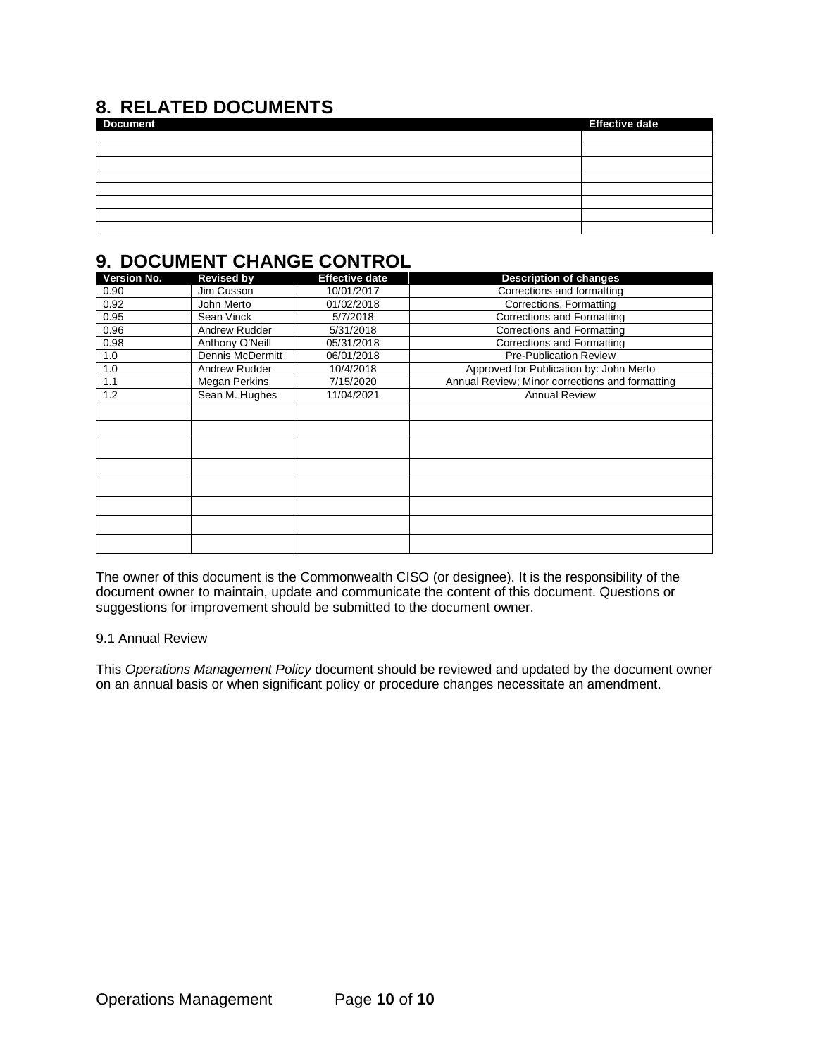# 8. RELATED DOCUMENTS

| Document | Effective date |
|---|---|
| | |
| | |
| | |
| | |
| | |
| | |
| | |
| | |

# 9. DOCUMENT CHANGE CONTROL

| Version No. | Revised by | Effective date | Description of changes |
|---|---|---|---|
| 0.90 | Jim Cusson | 10/01/2017 | Corrections and formatting |
| 0.92 | John Merto | 01/02/2018 | Corrections, Formatting |
| 0.95 | Sean Vinck | 5/7/2018 | Corrections and Formatting |
| 0.96 | Andrew Rudder | 5/31/2018 | Corrections and Formatting |
| 0.98 | Anthony O'Neill | 05/31/2018 | Corrections and Formatting |
| 1.0 | Dennis McDermitt | 06/01/2018 | Pre-Publication Review |
| 1.0 | Andrew Rudder | 10/4/2018 | Approved for Publication by: John Merto |
| 1.1 | Megan Perkins | 7/15/2020 | Annual Review; Minor corrections and formatting |
| 1.2 | Sean M. Hughes | 11/04/2021 | Annual Review |
| | | | |
| | | | |
| | | | |
| | | | |
| | | | |
| | | | |
| | | | |
| | | | |

The owner of this document is the Commonwealth CISO (or designee). It is the responsibility of the document owner to maintain, update and communicate the content of this document. Questions or suggestions for improvement should be submitted to the document owner.

9.1 Annual Review

This *Operations Management Policy* document should be reviewed and updated by the document owner on an annual basis or when significant policy or procedure changes necessitate an amendment.